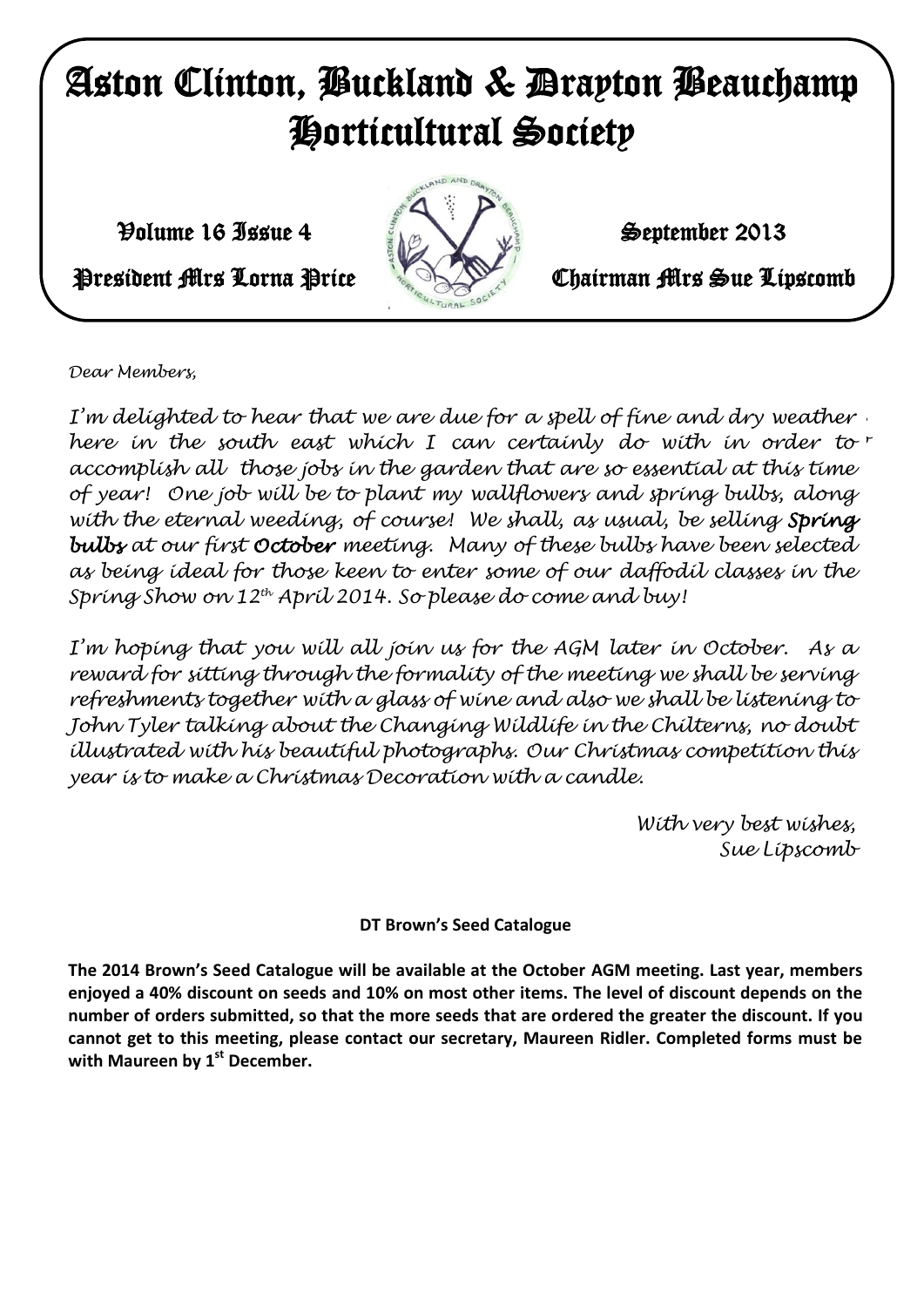# Aston Clinton, Buckland & Drayton Beauchamp Horticultural Society

Volume 16 Issue 4 — September 2013

President Mrs Lorna Price — Chairman Mrs Sue Lipscomb

*Dear Members,*

*I'm delighted to hear that we are due for a spell of fine and dry weather here in the south east which I can certainly do with in order to accomplish all those jobs in the garden that are so essential at this time of year! One job will be to plant my wallflowers and spring bulbs, along with the eternal weeding, of course! We shall, as usual, be selling* ***Spring bulbs*** *at our first* ***October*** *meeting. Many of these bulbs have been selected as being ideal for those keen to enter some of our daffodil classes in the Spring Show on 12th April 2014. So please do come and buy!*

*I'm hoping that you will all join us for the AGM later in October. As a reward for sitting through the formality of the meeting we shall be serving refreshments together with a glass of wine and also we shall be listening to John Tyler talking about the Changing Wildlife in the Chilterns, no doubt illustrated with his beautiful photographs. Our Christmas competition this year is to make a Christmas Decoration with a candle.*

*With very best wishes,*
*Sue Lipscomb*

**DT Brown's Seed Catalogue**

**The 2014 Brown's Seed Catalogue will be available at the October AGM meeting. Last year, members enjoyed a 40% discount on seeds and 10% on most other items. The level of discount depends on the number of orders submitted, so that the more seeds that are ordered the greater the discount. If you cannot get to this meeting, please contact our secretary, Maureen Ridler. Completed forms must be with Maureen by 1st December.**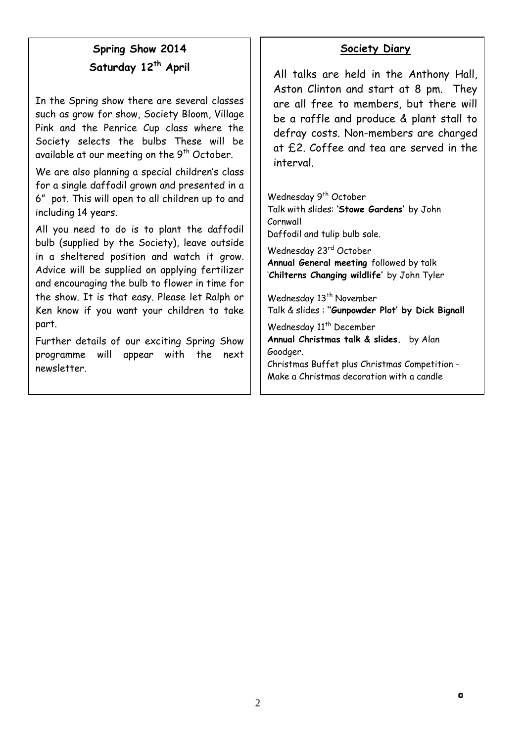## Spring Show 2014

### Saturday 12th April

In the Spring show there are several classes such as grow for show, Society Bloom, Village Pink and the Penrice Cup class where the Society selects the bulbs These will be available at our meeting on the 9th October.

We are also planning a special children's class for a single daffodil grown and presented in a 6" pot. This will open to all children up to and including 14 years.

All you need to do is to plant the daffodil bulb (supplied by the Society), leave outside in a sheltered position and watch it grow. Advice will be supplied on applying fertilizer and encouraging the bulb to flower in time for the show. It is that easy. Please let Ralph or Ken know if you want your children to take part.

Further details of our exciting Spring Show programme will appear with the next newsletter.

## Society Diary

All talks are held in the Anthony Hall, Aston Clinton and start at 8 pm. They are all free to members, but there will be a raffle and produce & plant stall to defray costs. Non-members are charged at £2. Coffee and tea are served in the interval.

Wednesday 9th October
Talk with slides: '**Stowe Gardens**' by John Cornwall
Daffodil and tulip bulb sale.

Wednesday 23rd October
**Annual General meeting** followed by talk '**Chilterns Changing wildlife**' by John Tyler

Wednesday 13th November
Talk & slides : **"Gunpowder Plot' by Dick Bignall**

Wednesday 11th December
**Annual Christmas talk & slides.** by Alan Goodger.
Christmas Buffet plus Christmas Competition - Make a Christmas decoration with a candle